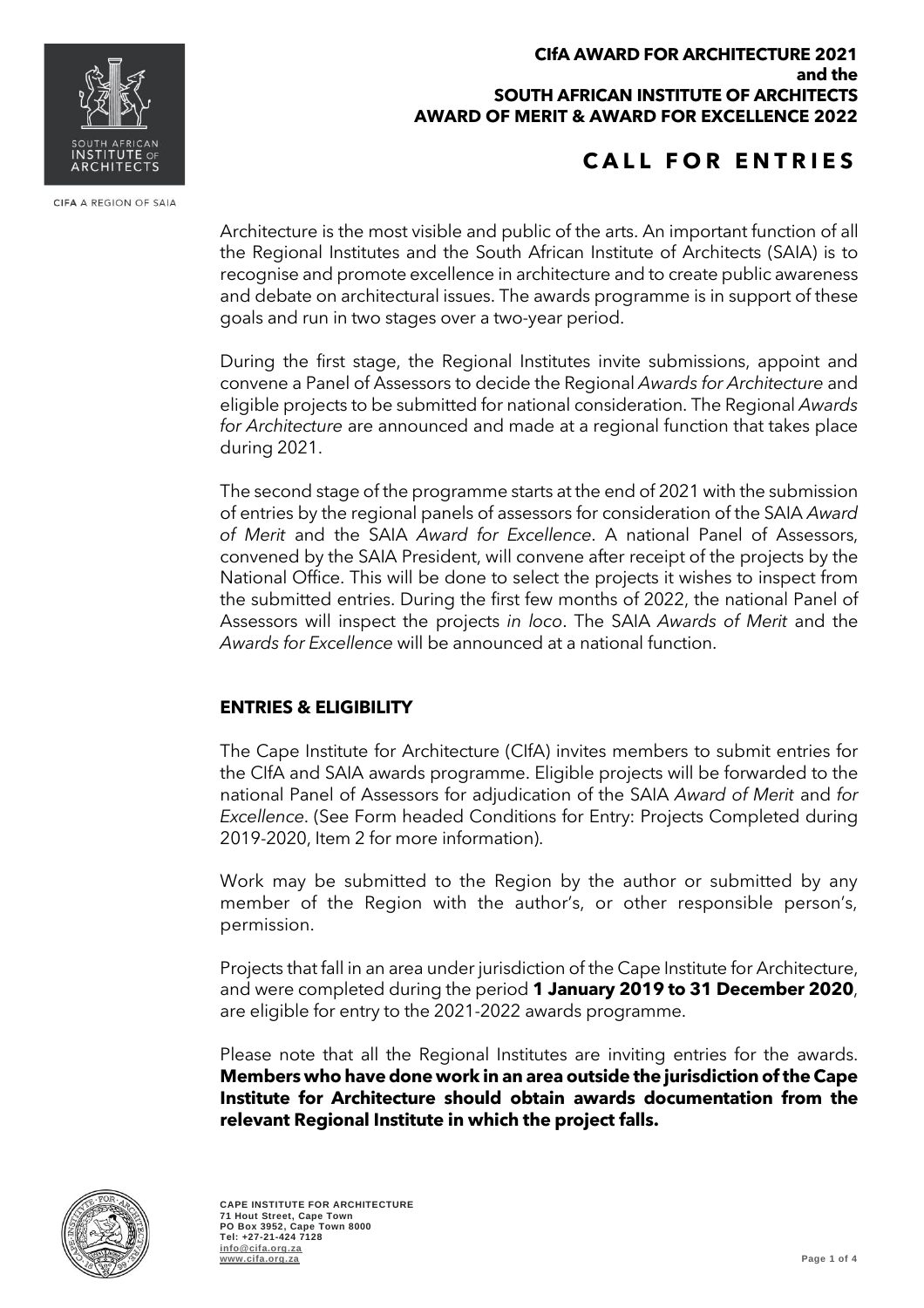**CIfA AWARD FOR ARCHITECTURE 2021**
**and the**
**SOUTH AFRICAN INSTITUTE OF ARCHITECTS**
**AWARD OF MERIT & AWARD FOR EXCELLENCE 2022**

# CALL FOR ENTRIES

CIFA A REGION OF SAIA

Architecture is the most visible and public of the arts. An important function of all the Regional Institutes and the South African Institute of Architects (SAIA) is to recognise and promote excellence in architecture and to create public awareness and debate on architectural issues. The awards programme is in support of these goals and run in two stages over a two-year period.

During the first stage, the Regional Institutes invite submissions, appoint and convene a Panel of Assessors to decide the Regional *Awards for Architecture* and eligible projects to be submitted for national consideration. The Regional *Awards for Architecture* are announced and made at a regional function that takes place during 2021.

The second stage of the programme starts at the end of 2021 with the submission of entries by the regional panels of assessors for consideration of the SAIA *Award of Merit* and the SAIA *Award for Excellence*. A national Panel of Assessors, convened by the SAIA President, will convene after receipt of the projects by the National Office. This will be done to select the projects it wishes to inspect from the submitted entries. During the first few months of 2022, the national Panel of Assessors will inspect the projects *in loco*. The SAIA *Awards of Merit* and the *Awards for Excellence* will be announced at a national function.

## ENTRIES & ELIGIBILITY

The Cape Institute for Architecture (CIfA) invites members to submit entries for the CIfA and SAIA awards programme. Eligible projects will be forwarded to the national Panel of Assessors for adjudication of the SAIA *Award of Merit* and *for Excellence*. (See Form headed Conditions for Entry: Projects Completed during 2019-2020, Item 2 for more information).

Work may be submitted to the Region by the author or submitted by any member of the Region with the author's, or other responsible person's, permission.

Projects that fall in an area under jurisdiction of the Cape Institute for Architecture, and were completed during the period **1 January 2019 to 31 December 2020**, are eligible for entry to the 2021-2022 awards programme.

Please note that all the Regional Institutes are inviting entries for the awards. **Members who have done work in an area outside the jurisdiction of the Cape Institute for Architecture should obtain awards documentation from the relevant Regional Institute in which the project falls.**

**CAPE INSTITUTE FOR ARCHITECTURE**
**71 Hout Street, Cape Town**
**PO Box 3952, Cape Town 8000**
**Tel: +27-21-424 7128**
**info@cifa.org.za**
**www.cifa.org.za**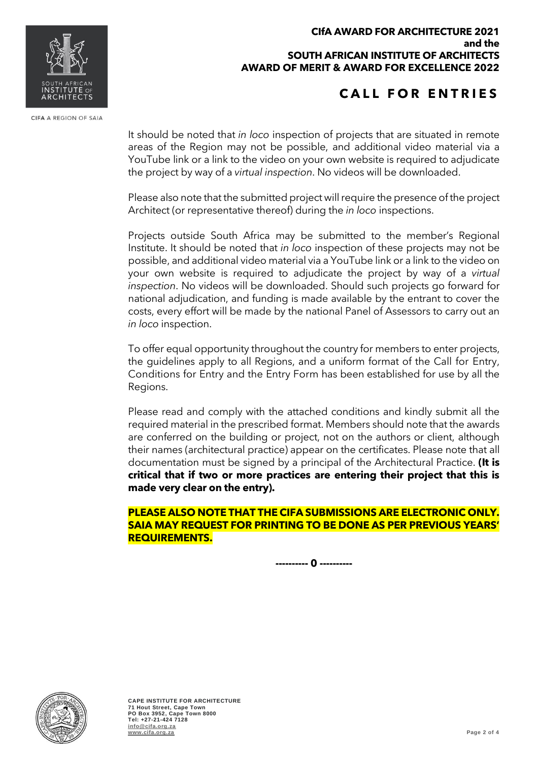It should be noted that *in loco* inspection of projects that are situated in remote areas of the Region may not be possible, and additional video material via a YouTube link or a link to the video on your own website is required to adjudicate the project by way of a *virtual inspection*. No videos will be downloaded.

Please also note that the submitted project will require the presence of the project Architect (or representative thereof) during the *in loco* inspections.

Projects outside South Africa may be submitted to the member's Regional Institute. It should be noted that *in loco* inspection of these projects may not be possible, and additional video material via a YouTube link or a link to the video on your own website is required to adjudicate the project by way of a *virtual inspection*. No videos will be downloaded. Should such projects go forward for national adjudication, and funding is made available by the entrant to cover the costs, every effort will be made by the national Panel of Assessors to carry out an *in loco* inspection.

To offer equal opportunity throughout the country for members to enter projects, the guidelines apply to all Regions, and a uniform format of the Call for Entry, Conditions for Entry and the Entry Form has been established for use by all the Regions.

Please read and comply with the attached conditions and kindly submit all the required material in the prescribed format. Members should note that the awards are conferred on the building or project, not on the authors or client, although their names (architectural practice) appear on the certificates. Please note that all documentation must be signed by a principal of the Architectural Practice. **(It is critical that if two or more practices are entering their project that this is made very clear on the entry).**

**PLEASE ALSO NOTE THAT THE CIFA SUBMISSIONS ARE ELECTRONIC ONLY. SAIA MAY REQUEST FOR PRINTING TO BE DONE AS PER PREVIOUS YEARS' REQUIREMENTS.**

**---------- 0 ----------**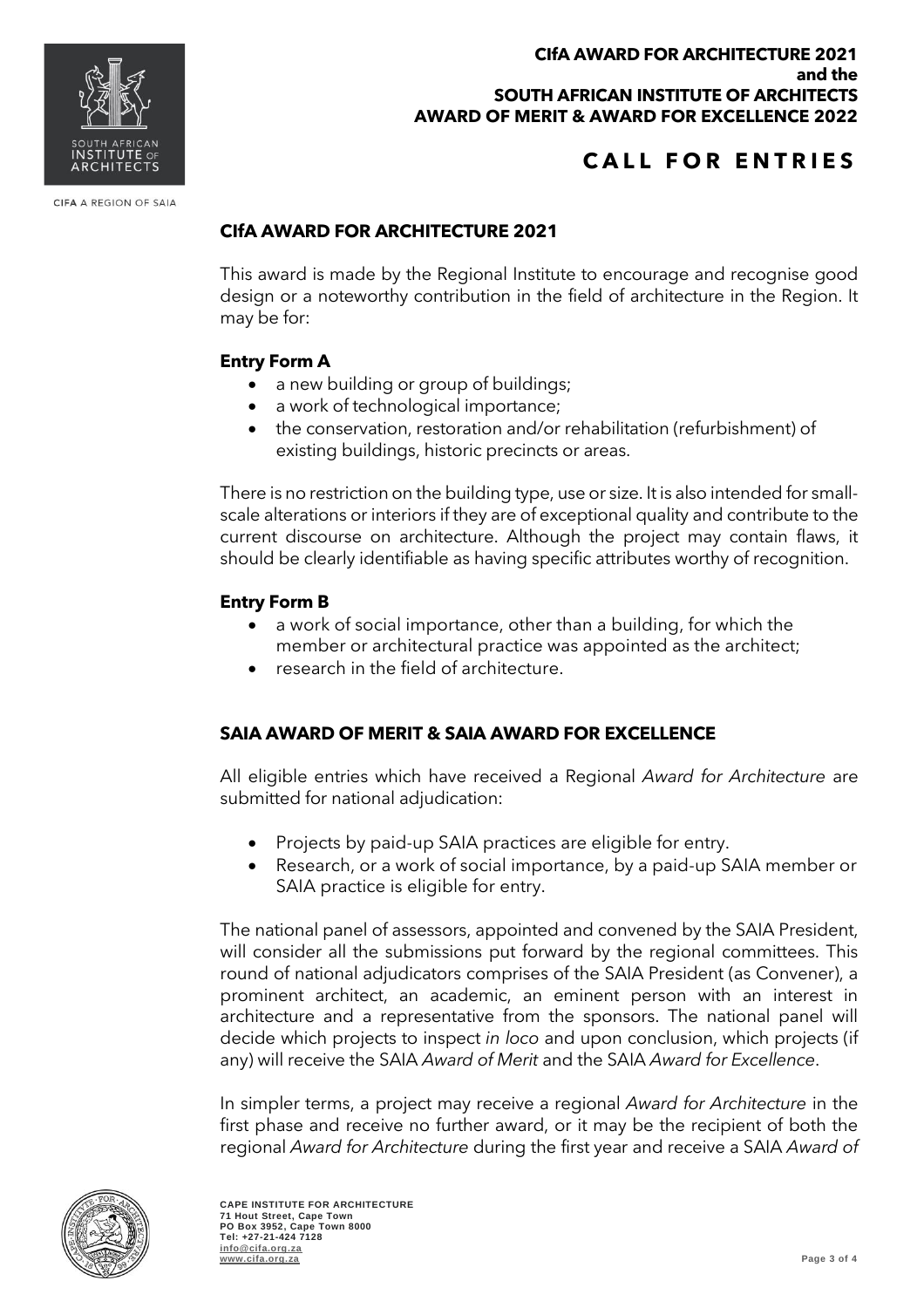**CIfA AWARD FOR ARCHITECTURE 2021**
**and the**
**SOUTH AFRICAN INSTITUTE OF ARCHITECTS**
**AWARD OF MERIT & AWARD FOR EXCELLENCE 2022**

# CALL FOR ENTRIES

CIFA A REGION OF SAIA

## CIfA AWARD FOR ARCHITECTURE 2021

This award is made by the Regional Institute to encourage and recognise good design or a noteworthy contribution in the field of architecture in the Region. It may be for:

### Entry Form A

- a new building or group of buildings;
- a work of technological importance;
- the conservation, restoration and/or rehabilitation (refurbishment) of existing buildings, historic precincts or areas.

There is no restriction on the building type, use or size. It is also intended for small-scale alterations or interiors if they are of exceptional quality and contribute to the current discourse on architecture. Although the project may contain flaws, it should be clearly identifiable as having specific attributes worthy of recognition.

### Entry Form B

- a work of social importance, other than a building, for which the member or architectural practice was appointed as the architect;
- research in the field of architecture.

## SAIA AWARD OF MERIT & SAIA AWARD FOR EXCELLENCE

All eligible entries which have received a Regional *Award for Architecture* are submitted for national adjudication:

- Projects by paid-up SAIA practices are eligible for entry.
- Research, or a work of social importance, by a paid-up SAIA member or SAIA practice is eligible for entry.

The national panel of assessors, appointed and convened by the SAIA President, will consider all the submissions put forward by the regional committees. This round of national adjudicators comprises of the SAIA President (as Convener), a prominent architect, an academic, an eminent person with an interest in architecture and a representative from the sponsors. The national panel will decide which projects to inspect *in loco* and upon conclusion, which projects (if any) will receive the SAIA *Award of Merit* and the SAIA *Award for Excellence*.

In simpler terms, a project may receive a regional *Award for Architecture* in the first phase and receive no further award, or it may be the recipient of both the regional *Award for Architecture* during the first year and receive a SAIA *Award of*

**CAPE INSTITUTE FOR ARCHITECTURE**
**71 Hout Street, Cape Town**
**PO Box 3952, Cape Town 8000**
**Tel: +27-21-424 7128**
**info@cifa.org.za**
**www.cifa.org.za**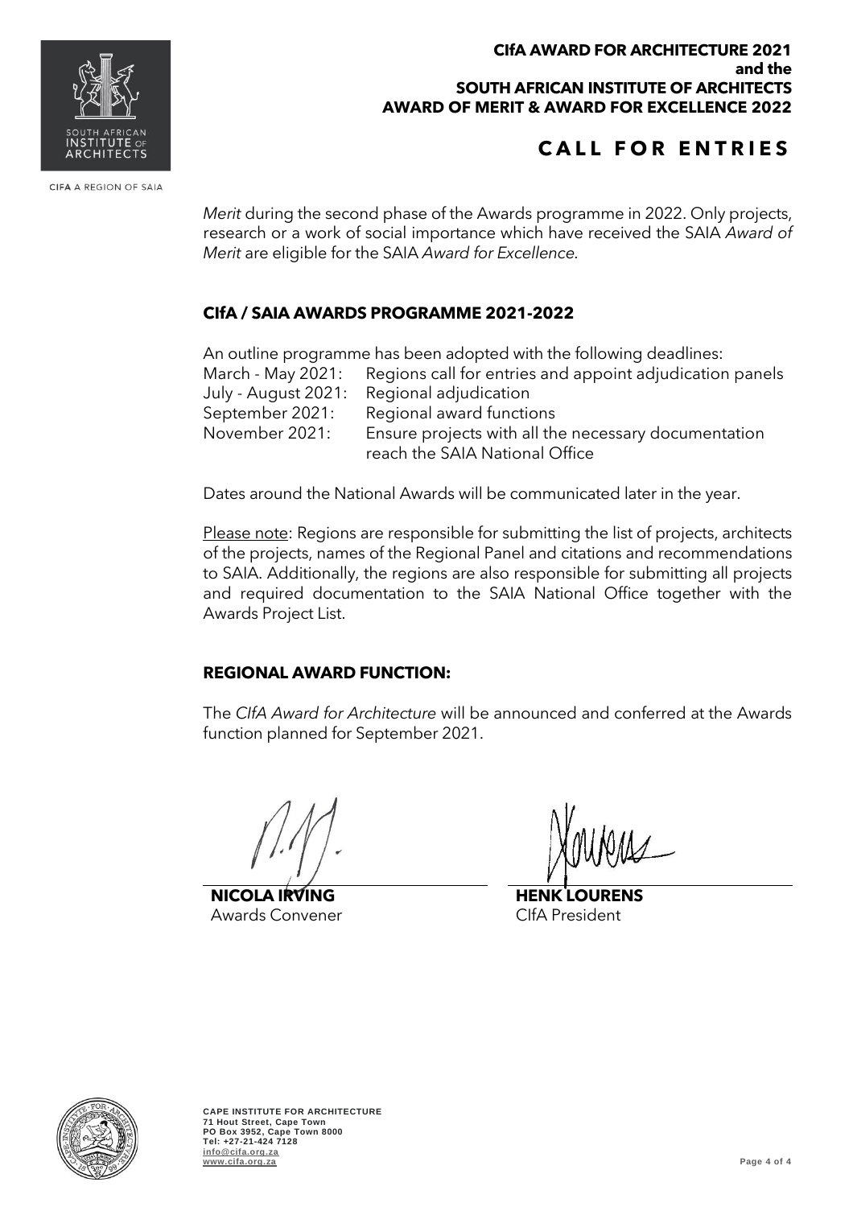*Merit* during the second phase of the Awards programme in 2022. Only projects, research or a work of social importance which have received the SAIA *Award of Merit* are eligible for the SAIA *Award for Excellence*.

## CIfA / SAIA AWARDS PROGRAMME 2021-2022

An outline programme has been adopted with the following deadlines:

| | |
|---|---|
| March - May 2021: | Regions call for entries and appoint adjudication panels |
| July - August 2021: | Regional adjudication |
| September 2021: | Regional award functions |
| November 2021: | Ensure projects with all the necessary documentation reach the SAIA National Office |

Dates around the National Awards will be communicated later in the year.

Please note: Regions are responsible for submitting the list of projects, architects of the projects, names of the Regional Panel and citations and recommendations to SAIA. Additionally, the regions are also responsible for submitting all projects and required documentation to the SAIA National Office together with the Awards Project List.

## REGIONAL AWARD FUNCTION:

The *CIfA Award for Architecture* will be announced and conferred at the Awards function planned for September 2021.

**NICOLA IRVING**
Awards Convener

**HENK LOURENS**
CIfA President